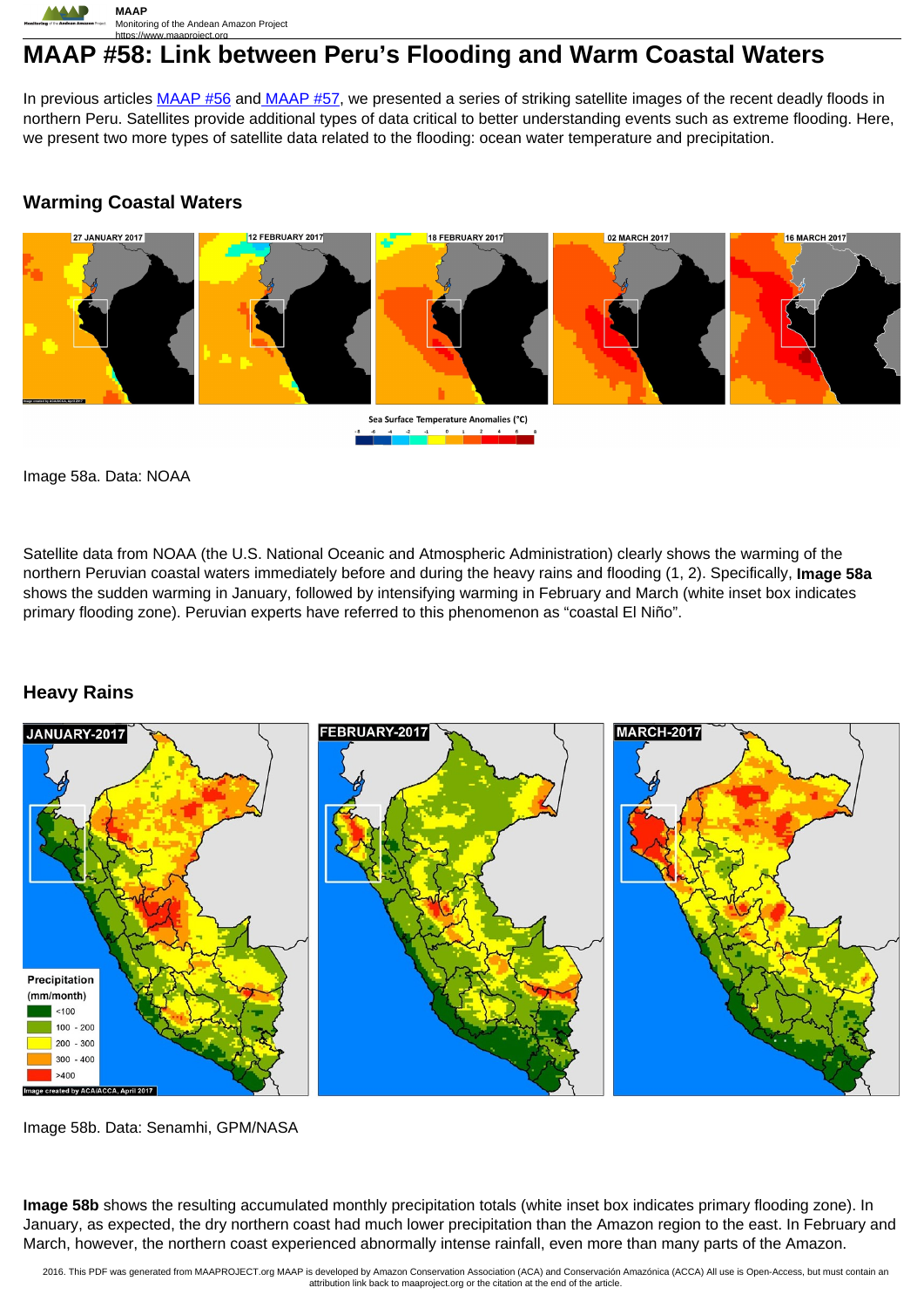# MAAP #58: Link between Peru's Flooding and Warm Coastal Waters

In previous articles [MAAP #56](https://www.maaproject.org) and [MAAP #57](https://www.maaproject.org), we presented a series of striking satellite images of the recent deadly floods in northern Peru. Satellites provide additional types of data critical to better understanding events such as extreme flooding. Here, we present two more types of satellite data related to the flooding: ocean water temperature and precipitation.

## Warming Coastal Waters

Image 58a. Data: NOAA

Satellite data from NOAA (the U.S. National Oceanic and Atmospheric Administration) clearly shows the warming of the northern Peruvian coastal waters immediately before and during the heavy rains and flooding (1, 2). Specifically, **Image 58a** shows the sudden warming in January, followed by intensifying warming in February and March (white inset box indicates primary flooding zone). Peruvian experts have referred to this phenomenon as "coastal El Niño".

## Heavy Rains

Image 58b. Data: Senamhi, GPM/NASA

**Image 58b** shows the resulting accumulated monthly precipitation totals (white inset box indicates primary flooding zone). In January, as expected, the dry northern coast had much lower precipitation than the Amazon region to the east. In February and March, however, the northern coast experienced abnormally intense rainfall, even more than many parts of the Amazon.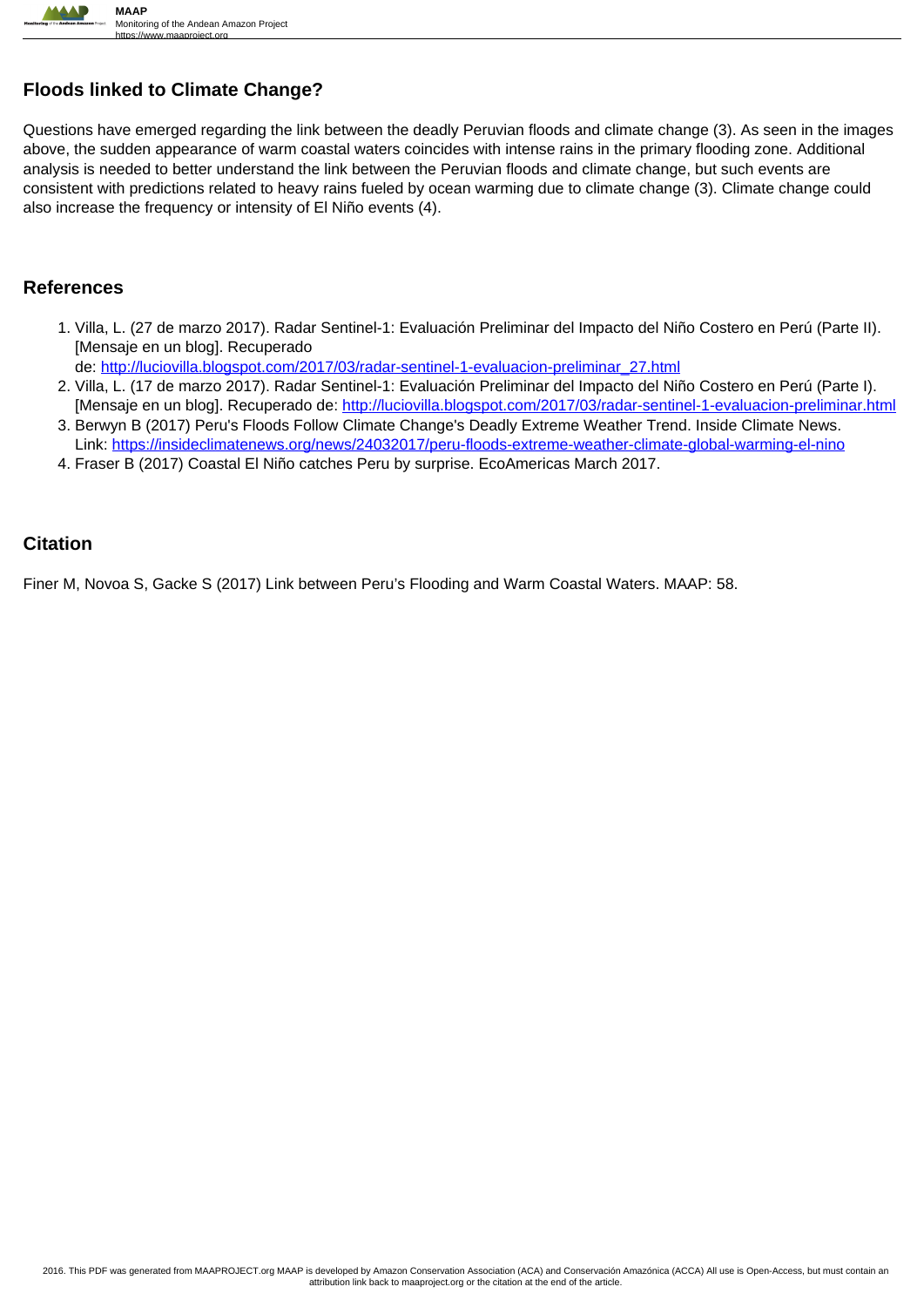## Floods linked to Climate Change?

Questions have emerged regarding the link between the deadly Peruvian floods and climate change (3). As seen in the images above, the sudden appearance of warm coastal waters coincides with intense rains in the primary flooding zone. Additional analysis is needed to better understand the link between the Peruvian floods and climate change, but such events are consistent with predictions related to heavy rains fueled by ocean warming due to climate change (3). Climate change could also increase the frequency or intensity of El Niño events (4).

## References

1. Villa, L. (27 de marzo 2017). Radar Sentinel-1: Evaluación Preliminar del Impacto del Niño Costero en Perú (Parte II). [Mensaje en un blog]. Recuperado de: http://luciovilla.blogspot.com/2017/03/radar-sentinel-1-evaluacion-preliminar_27.html
2. Villa, L. (17 de marzo 2017). Radar Sentinel-1: Evaluación Preliminar del Impacto del Niño Costero en Perú (Parte I). [Mensaje en un blog]. Recuperado de: http://luciovilla.blogspot.com/2017/03/radar-sentinel-1-evaluacion-preliminar.html
3. Berwyn B (2017) Peru's Floods Follow Climate Change's Deadly Extreme Weather Trend. Inside Climate News. Link: https://insideclimatenews.org/news/24032017/peru-floods-extreme-weather-climate-global-warming-el-nino
4. Fraser B (2017) Coastal El Niño catches Peru by surprise. EcoAmericas March 2017.

## Citation

Finer M, Novoa S, Gacke S (2017) Link between Peru's Flooding and Warm Coastal Waters. MAAP: 58.